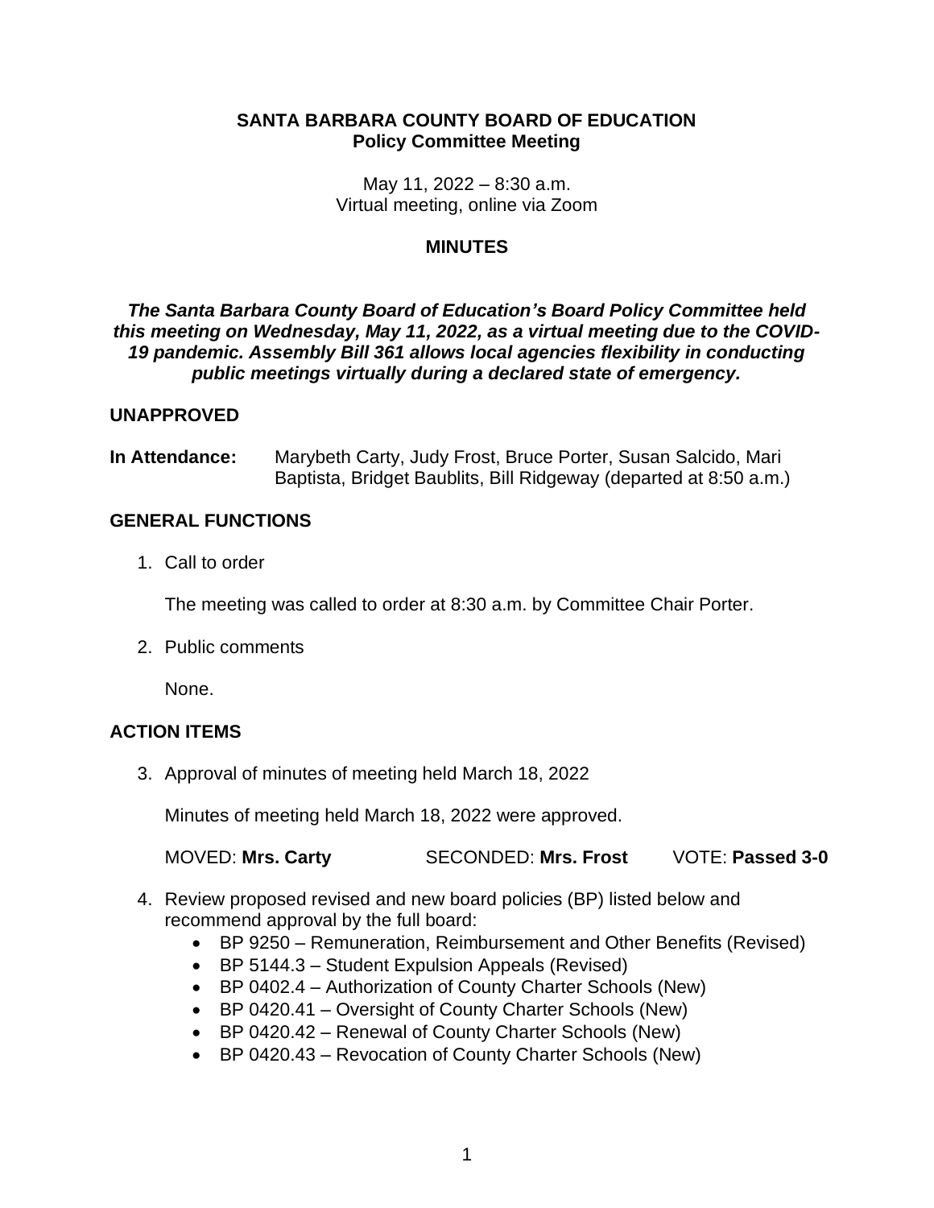**SANTA BARBARA COUNTY BOARD OF EDUCATION**
**Policy Committee Meeting**

May 11, 2022 – 8:30 a.m.
Virtual meeting, online via Zoom

**MINUTES**

***The Santa Barbara County Board of Education's Board Policy Committee held this meeting on Wednesday, May 11, 2022, as a virtual meeting due to the COVID-19 pandemic. Assembly Bill 361 allows local agencies flexibility in conducting public meetings virtually during a declared state of emergency.***

**UNAPPROVED**

**In Attendance:** Marybeth Carty, Judy Frost, Bruce Porter, Susan Salcido, Mari Baptista, Bridget Baublits, Bill Ridgeway (departed at 8:50 a.m.)

**GENERAL FUNCTIONS**

1. Call to order

   The meeting was called to order at 8:30 a.m. by Committee Chair Porter.

2. Public comments

   None.

**ACTION ITEMS**

3. Approval of minutes of meeting held March 18, 2022

   Minutes of meeting held March 18, 2022 were approved.

   MOVED: **Mrs. Carty** SECONDED: **Mrs. Frost** VOTE: **Passed 3-0**

4. Review proposed revised and new board policies (BP) listed below and recommend approval by the full board:
   - BP 9250 – Remuneration, Reimbursement and Other Benefits (Revised)
   - BP 5144.3 – Student Expulsion Appeals (Revised)
   - BP 0402.4 – Authorization of County Charter Schools (New)
   - BP 0420.41 – Oversight of County Charter Schools (New)
   - BP 0420.42 – Renewal of County Charter Schools (New)
   - BP 0420.43 – Revocation of County Charter Schools (New)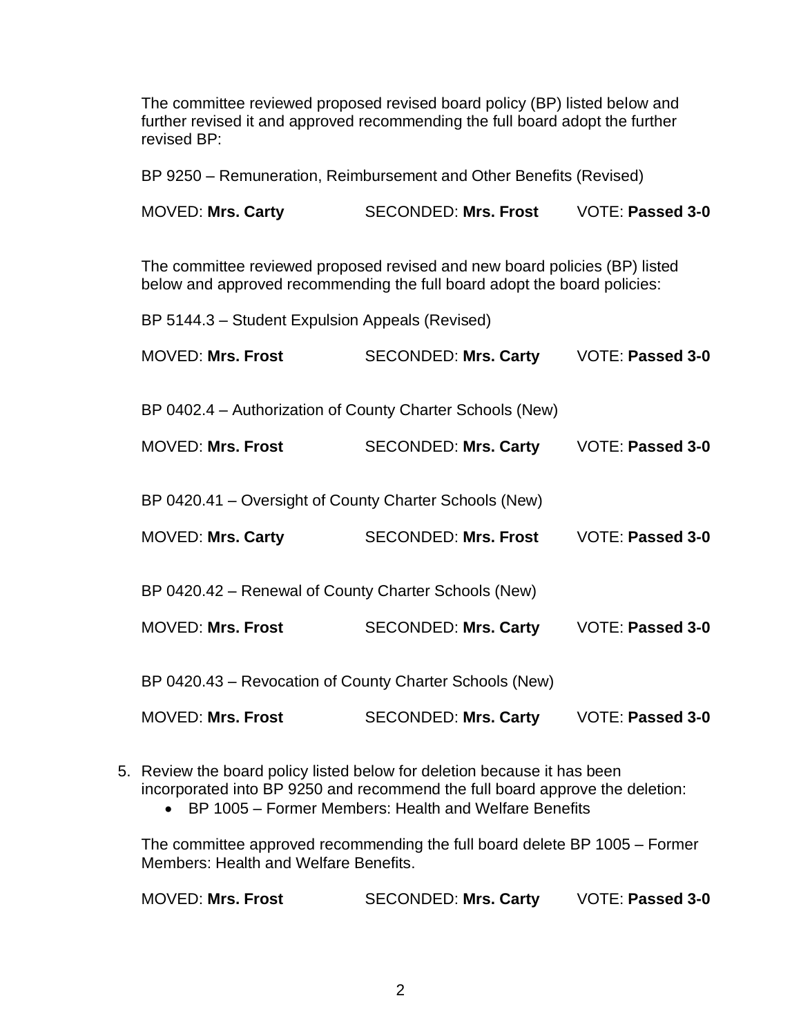The committee reviewed proposed revised board policy (BP) listed below and further revised it and approved recommending the full board adopt the further revised BP:

BP 9250 – Remuneration, Reimbursement and Other Benefits (Revised)

MOVED: **Mrs. Carty** SECONDED: **Mrs. Frost** VOTE: **Passed 3-0**

The committee reviewed proposed revised and new board policies (BP) listed below and approved recommending the full board adopt the board policies:

BP 5144.3 – Student Expulsion Appeals (Revised)

MOVED: **Mrs. Frost** SECONDED: **Mrs. Carty** VOTE: **Passed 3-0**

BP 0402.4 – Authorization of County Charter Schools (New)

MOVED: **Mrs. Frost** SECONDED: **Mrs. Carty** VOTE: **Passed 3-0**

BP 0420.41 – Oversight of County Charter Schools (New)

MOVED: **Mrs. Carty** SECONDED: **Mrs. Frost** VOTE: **Passed 3-0**

BP 0420.42 – Renewal of County Charter Schools (New)

MOVED: **Mrs. Frost** SECONDED: **Mrs. Carty** VOTE: **Passed 3-0**

BP 0420.43 – Revocation of County Charter Schools (New)

MOVED: **Mrs. Frost** SECONDED: **Mrs. Carty** VOTE: **Passed 3-0**

5. Review the board policy listed below for deletion because it has been incorporated into BP 9250 and recommend the full board approve the deletion:
   - BP 1005 – Former Members: Health and Welfare Benefits

   The committee approved recommending the full board delete BP 1005 – Former Members: Health and Welfare Benefits.

   MOVED: **Mrs. Frost** SECONDED: **Mrs. Carty** VOTE: **Passed 3-0**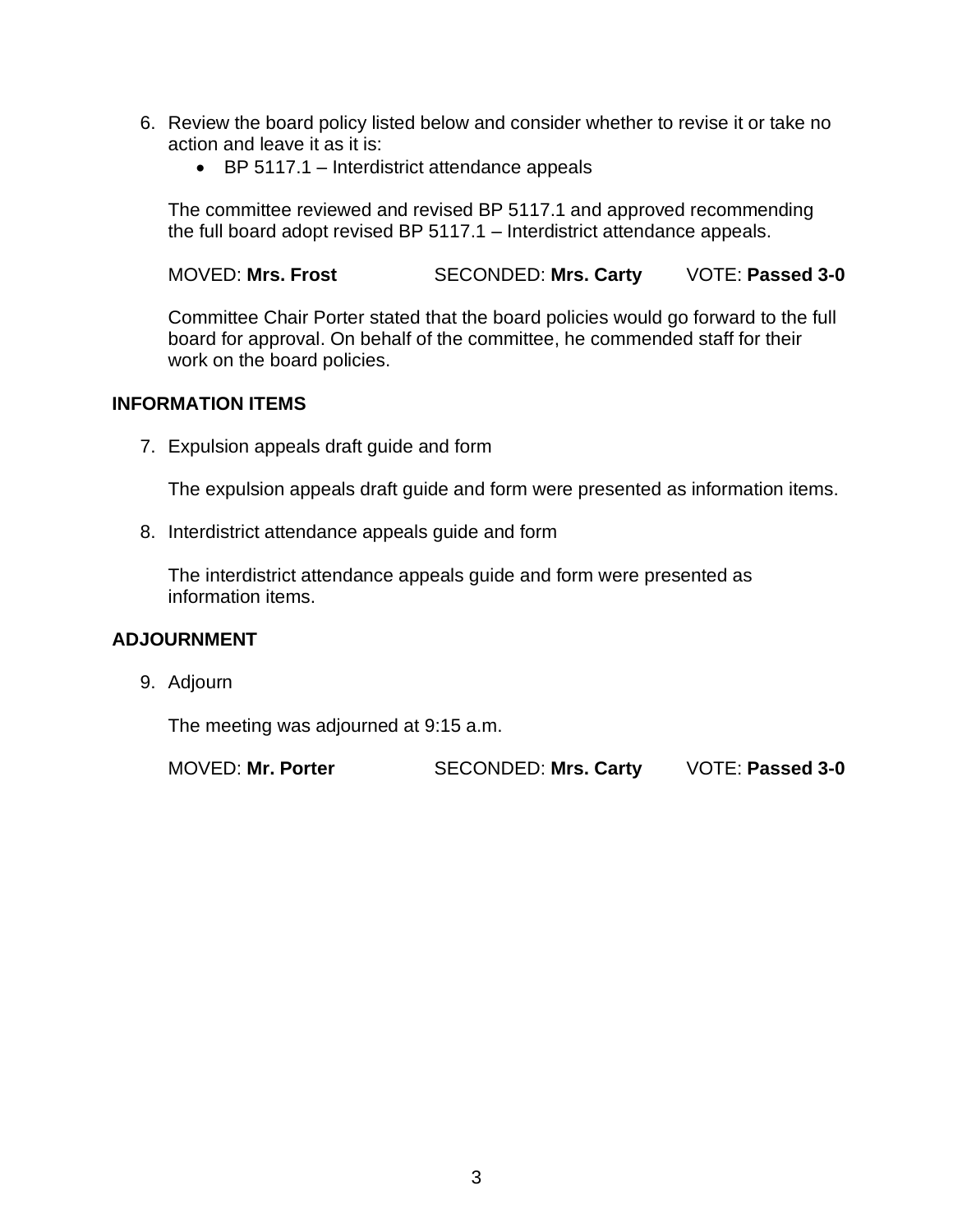6. Review the board policy listed below and consider whether to revise it or take no action and leave it as it is:
   - BP 5117.1 – Interdistrict attendance appeals

   The committee reviewed and revised BP 5117.1 and approved recommending the full board adopt revised BP 5117.1 – Interdistrict attendance appeals.

   MOVED: **Mrs. Frost** SECONDED: **Mrs. Carty** VOTE: **Passed 3-0**

   Committee Chair Porter stated that the board policies would go forward to the full board for approval. On behalf of the committee, he commended staff for their work on the board policies.

**INFORMATION ITEMS**

7. Expulsion appeals draft guide and form

   The expulsion appeals draft guide and form were presented as information items.

8. Interdistrict attendance appeals guide and form

   The interdistrict attendance appeals guide and form were presented as information items.

**ADJOURNMENT**

9. Adjourn

   The meeting was adjourned at 9:15 a.m.

   MOVED: **Mr. Porter** SECONDED: **Mrs. Carty** VOTE: **Passed 3-0**